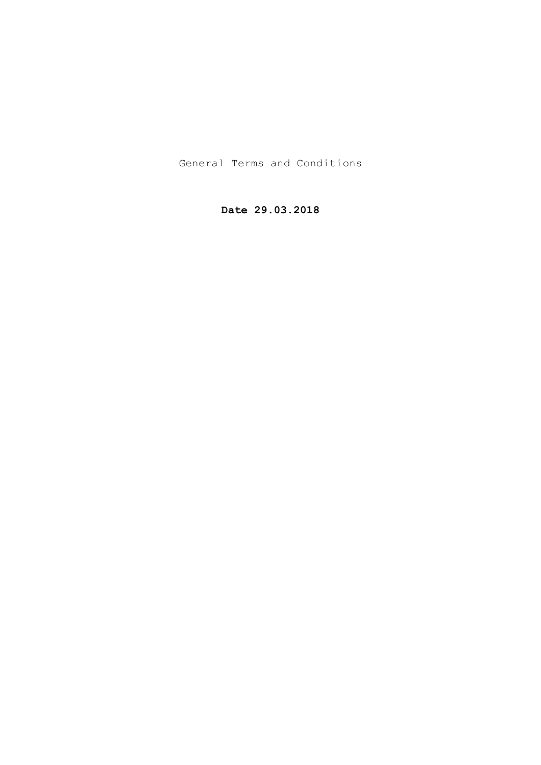# General Terms and Conditions

**Date 29.03.2018**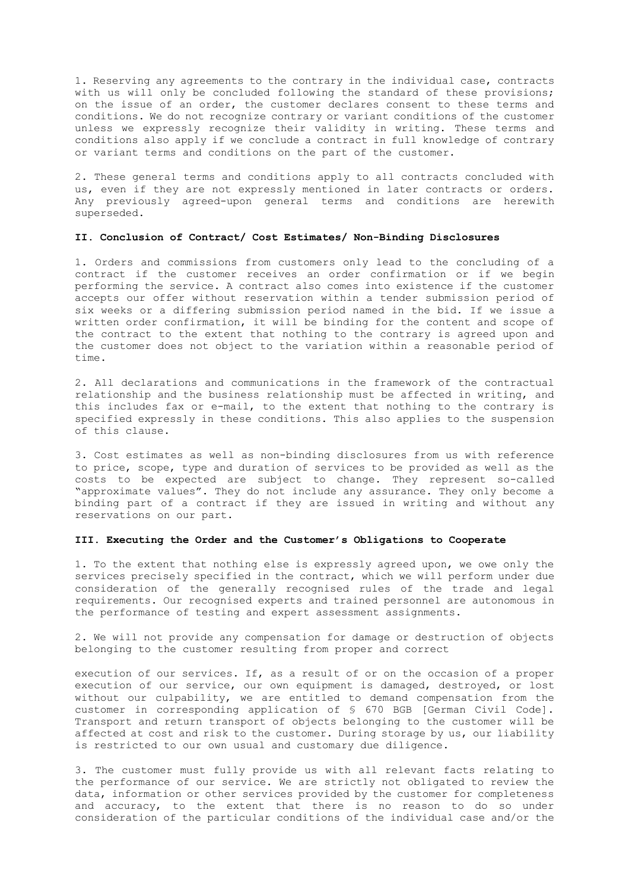1. Reserving any agreements to the contrary in the individual case, contracts with us will only be concluded following the standard of these provisions; on the issue of an order, the customer declares consent to these terms and conditions. We do not recognize contrary or variant conditions of the customer unless we expressly recognize their validity in writing. These terms and conditions also apply if we conclude a contract in full knowledge of contrary or variant terms and conditions on the part of the customer.

2. These general terms and conditions apply to all contracts concluded with us, even if they are not expressly mentioned in later contracts or orders. Any previously agreed-upon general terms and conditions are herewith superseded.

### II. Conclusion of Contract/ Cost Estimates/ Non-Binding Disclosures

1. Orders and commissions from customers only lead to the concluding of a contract if the customer receives an order confirmation or if we begin performing the service. A contract also comes into existence if the customer accepts our offer without reservation within a tender submission period of six weeks or a differing submission period named in the bid. If we issue a written order confirmation, it will be binding for the content and scope of the contract to the extent that nothing to the contrary is agreed upon and the customer does not object to the variation within a reasonable period of time.

2. All declarations and communications in the framework of the contractual relationship and the business relationship must be affected in writing, and this includes fax or e-mail, to the extent that nothing to the contrary is specified expressly in these conditions. This also applies to the suspension of this clause.

3. Cost estimates as well as non-binding disclosures from us with reference to price, scope, type and duration of services to be provided as well as the costs to be expected are subject to change. They represent so-called "approximate values". They do not include any assurance. They only become a binding part of a contract if they are issued in writing and without any reservations on our part.

### III. Executing the Order and the Customer's Obligations to Cooperate

1. To the extent that nothing else is expressly agreed upon, we owe only the services precisely specified in the contract, which we will perform under due consideration of the generally recognised rules of the trade and legal requirements. Our recognised experts and trained personnel are autonomous in the performance of testing and expert assessment assignments.

2. We will not provide any compensation for damage or destruction of objects belonging to the customer resulting from proper and correct execution of our services. If, as a result of or on the occasion of a proper execution of our service, our own equipment is damaged, destroyed, or lost without our culpability, we are entitled to demand compensation from the customer in corresponding application of § 670 BGB [German Civil Code]. Transport and return transport of objects belonging to the customer will be affected at cost and risk to the customer. During storage by us, our liability is restricted to our own usual and customary due diligence.

3. The customer must fully provide us with all relevant facts relating to the performance of our service. We are strictly not obligated to review the data, information or other services provided by the customer for completeness and accuracy, to the extent that there is no reason to do so under consideration of the particular conditions of the individual case and/or the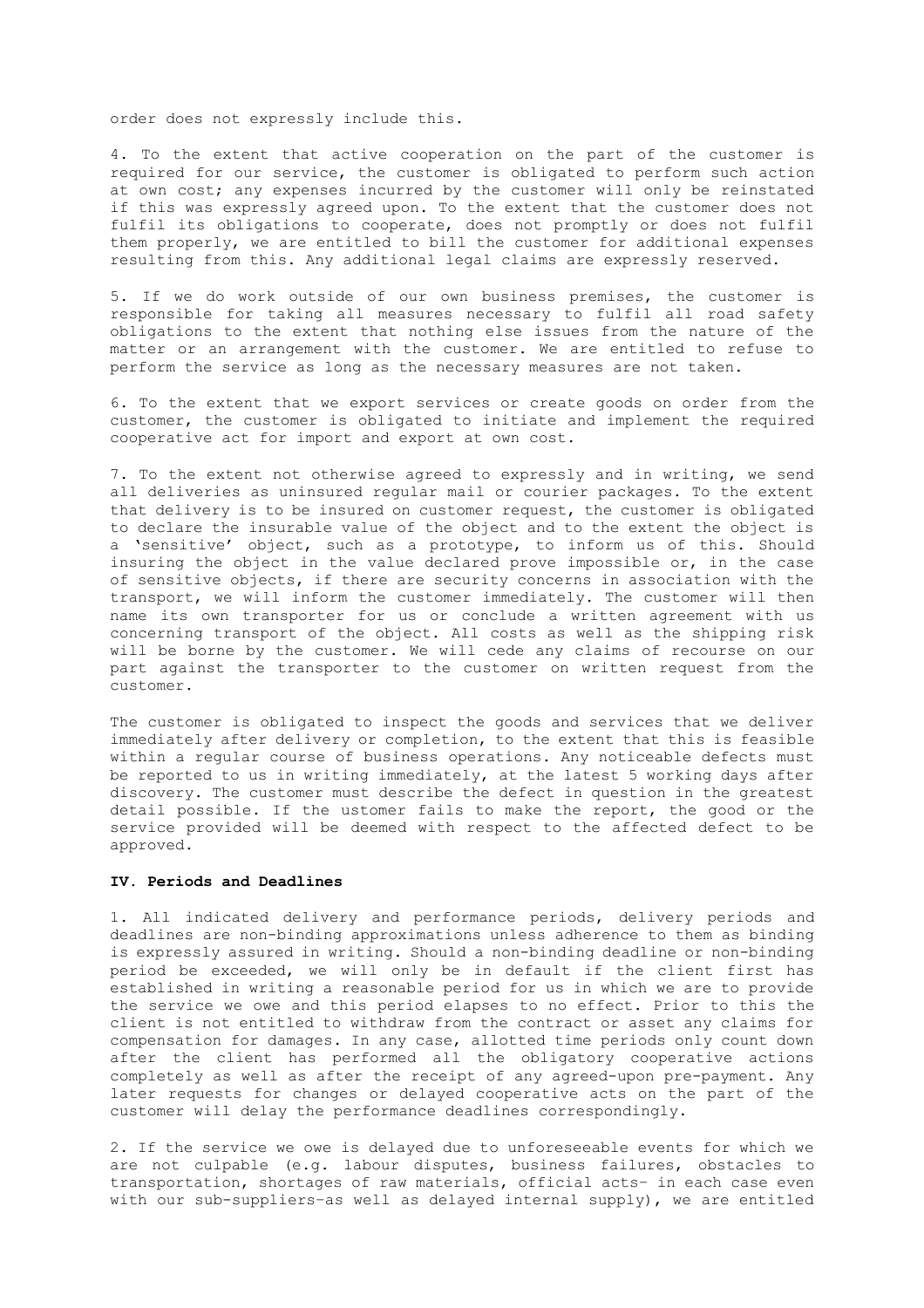order does not expressly include this.

4. To the extent that active cooperation on the part of the customer is required for our service, the customer is obligated to perform such action at own cost; any expenses incurred by the customer will only be reinstated if this was expressly agreed upon. To the extent that the customer does not fulfil its obligations to cooperate, does not promptly or does not fulfil them properly, we are entitled to bill the customer for additional expenses resulting from this. Any additional legal claims are expressly reserved.

5. If we do work outside of our own business premises, the customer is responsible for taking all measures necessary to fulfil all road safety obligations to the extent that nothing else issues from the nature of the matter or an arrangement with the customer. We are entitled to refuse to perform the service as long as the necessary measures are not taken.

6. To the extent that we export services or create goods on order from the customer, the customer is obligated to initiate and implement the required cooperative act for import and export at own cost.

7. To the extent not otherwise agreed to expressly and in writing, we send all deliveries as uninsured regular mail or courier packages. To the extent that delivery is to be insured on customer request, the customer is obligated to declare the insurable value of the object and to the extent the object is a 'sensitive' object, such as a prototype, to inform us of this. Should insuring the object in the value declared prove impossible or, in the case of sensitive objects, if there are security concerns in association with the transport, we will inform the customer immediately. The customer will then name its own transporter for us or conclude a written agreement with us concerning transport of the object. All costs as well as the shipping risk will be borne by the customer. We will cede any claims of recourse on our part against the transporter to the customer on written request from the customer.

The customer is obligated to inspect the goods and services that we deliver immediately after delivery or completion, to the extent that this is feasible within a regular course of business operations. Any noticeable defects must be reported to us in writing immediately, at the latest 5 working days after discovery. The customer must describe the defect in question in the greatest detail possible. If the ustomer fails to make the report, the good or the service provided will be deemed with respect to the affected defect to be approved.

### IV. Periods and Deadlines

1. All indicated delivery and performance periods, delivery periods and deadlines are non-binding approximations unless adherence to them as binding is expressly assured in writing. Should a non-binding deadline or non-binding period be exceeded, we will only be in default if the client first has established in writing a reasonable period for us in which we are to provide the service we owe and this period elapses to no effect. Prior to this the client is not entitled to withdraw from the contract or asset any claims for compensation for damages. In any case, allotted time periods only count down after the client has performed all the obligatory cooperative actions completely as well as after the receipt of any agreed-upon pre-payment. Any later requests for changes or delayed cooperative acts on the part of the customer will delay the performance deadlines correspondingly.

2. If the service we owe is delayed due to unforeseeable events for which we are not culpable (e.g. labour disputes, business failures, obstacles to transportation, shortages of raw materials, official acts– in each case even with our sub-suppliers–as well as delayed internal supply), we are entitled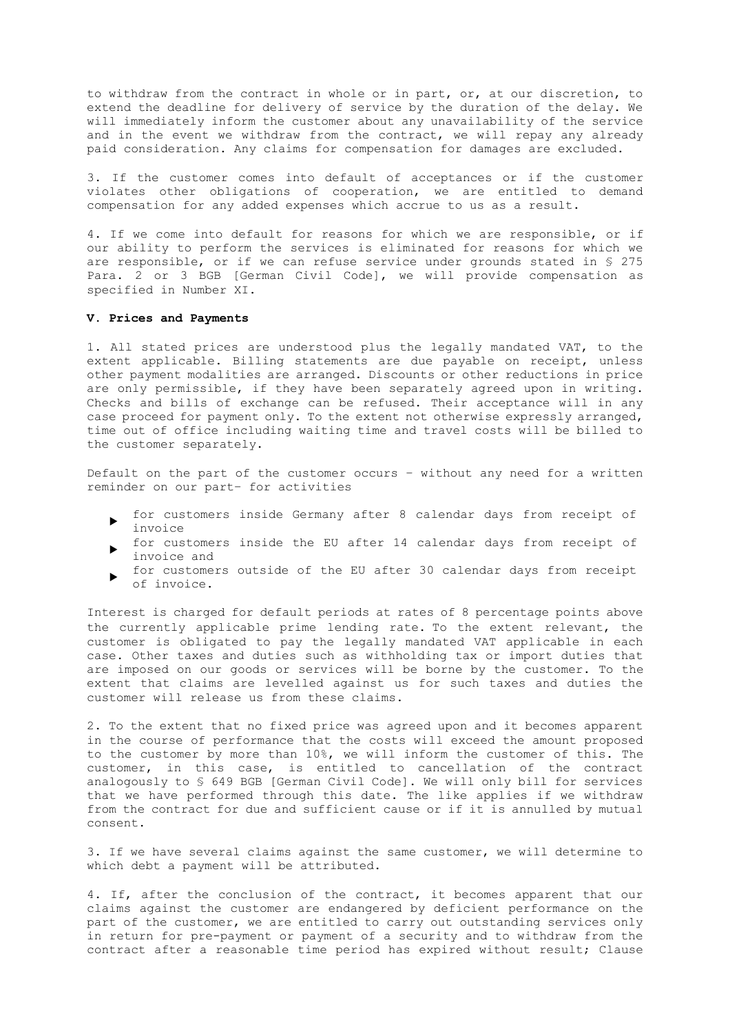to withdraw from the contract in whole or in part, or, at our discretion, to extend the deadline for delivery of service by the duration of the delay. We will immediately inform the customer about any unavailability of the service and in the event we withdraw from the contract, we will repay any already paid consideration. Any claims for compensation for damages are excluded.

3. If the customer comes into default of acceptances or if the customer violates other obligations of cooperation, we are entitled to demand compensation for any added expenses which accrue to us as a result.

4. If we come into default for reasons for which we are responsible, or if our ability to perform the services is eliminated for reasons for which we are responsible, or if we can refuse service under grounds stated in § 275 Para. 2 or 3 BGB [German Civil Code], we will provide compensation as specified in Number XI.

### V. Prices and Payments

1. All stated prices are understood plus the legally mandated VAT, to the extent applicable. Billing statements are due payable on receipt, unless other payment modalities are arranged. Discounts or other reductions in price are only permissible, if they have been separately agreed upon in writing. Checks and bills of exchange can be refused. Their acceptance will in any case proceed for payment only. To the extent not otherwise expressly arranged, time out of office including waiting time and travel costs will be billed to the customer separately.

Default on the part of the customer occurs – without any need for a written reminder on our part– for activities

- for customers inside Germany after 8 calendar days from receipt of invoice
- for customers inside the EU after 14 calendar days from receipt of invoice and
- for customers outside of the EU after 30 calendar days from receipt of invoice.

Interest is charged for default periods at rates of 8 percentage points above the currently applicable prime lending rate. To the extent relevant, the customer is obligated to pay the legally mandated VAT applicable in each case. Other taxes and duties such as withholding tax or import duties that are imposed on our goods or services will be borne by the customer. To the extent that claims are levelled against us for such taxes and duties the customer will release us from these claims.

2. To the extent that no fixed price was agreed upon and it becomes apparent in the course of performance that the costs will exceed the amount proposed to the customer by more than 10%, we will inform the customer of this. The customer, in this case, is entitled to cancellation of the contract analogously to § 649 BGB [German Civil Code]. We will only bill for services that we have performed through this date. The like applies if we withdraw from the contract for due and sufficient cause or if it is annulled by mutual consent.

3. If we have several claims against the same customer, we will determine to which debt a payment will be attributed.

4. If, after the conclusion of the contract, it becomes apparent that our claims against the customer are endangered by deficient performance on the part of the customer, we are entitled to carry out outstanding services only in return for pre-payment or payment of a security and to withdraw from the contract after a reasonable time period has expired without result; Clause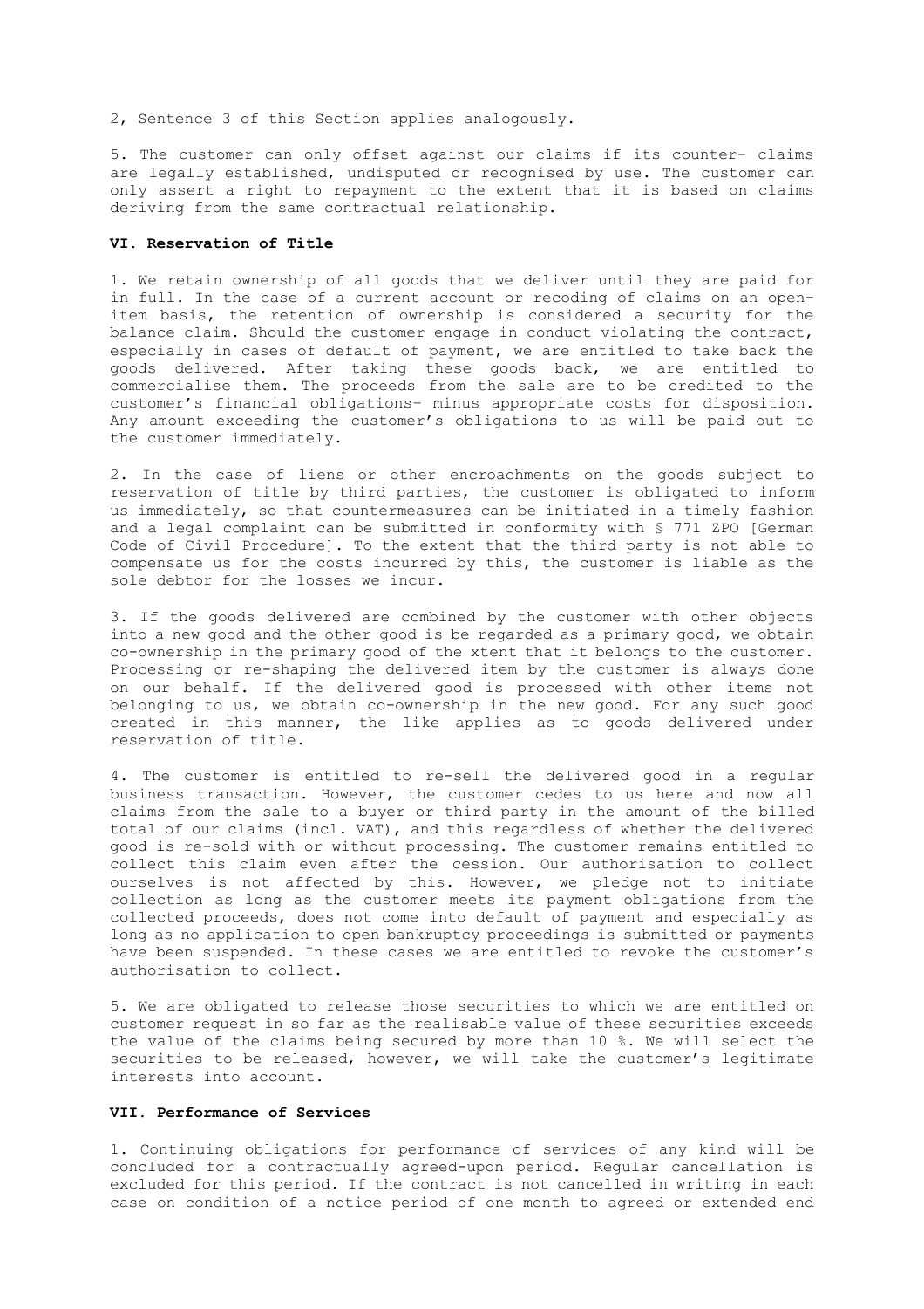2, Sentence 3 of this Section applies analogously.

5. The customer can only offset against our claims if its counter- claims are legally established, undisputed or recognised by use. The customer can only assert a right to repayment to the extent that it is based on claims deriving from the same contractual relationship.

### VI. Reservation of Title

1. We retain ownership of all goods that we deliver until they are paid for in full. In the case of a current account or recoding of claims on an open-item basis, the retention of ownership is considered a security for the balance claim. Should the customer engage in conduct violating the contract, especially in cases of default of payment, we are entitled to take back the goods delivered. After taking these goods back, we are entitled to commercialise them. The proceeds from the sale are to be credited to the customer's financial obligations– minus appropriate costs for disposition. Any amount exceeding the customer's obligations to us will be paid out to the customer immediately.

2. In the case of liens or other encroachments on the goods subject to reservation of title by third parties, the customer is obligated to inform us immediately, so that countermeasures can be initiated in a timely fashion and a legal complaint can be submitted in conformity with § 771 ZPO [German Code of Civil Procedure]. To the extent that the third party is not able to compensate us for the costs incurred by this, the customer is liable as the sole debtor for the losses we incur.

3. If the goods delivered are combined by the customer with other objects into a new good and the other good is be regarded as a primary good, we obtain co-ownership in the primary good of the xtent that it belongs to the customer. Processing or re-shaping the delivered item by the customer is always done on our behalf. If the delivered good is processed with other items not belonging to us, we obtain co-ownership in the new good. For any such good created in this manner, the like applies as to goods delivered under reservation of title.

4. The customer is entitled to re-sell the delivered good in a regular business transaction. However, the customer cedes to us here and now all claims from the sale to a buyer or third party in the amount of the billed total of our claims (incl. VAT), and this regardless of whether the delivered good is re-sold with or without processing. The customer remains entitled to collect this claim even after the cession. Our authorisation to collect ourselves is not affected by this. However, we pledge not to initiate collection as long as the customer meets its payment obligations from the collected proceeds, does not come into default of payment and especially as long as no application to open bankruptcy proceedings is submitted or payments have been suspended. In these cases we are entitled to revoke the customer's authorisation to collect.

5. We are obligated to release those securities to which we are entitled on customer request in so far as the realisable value of these securities exceeds the value of the claims being secured by more than 10 %. We will select the securities to be released, however, we will take the customer's legitimate interests into account.

### VII. Performance of Services

1. Continuing obligations for performance of services of any kind will be concluded for a contractually agreed-upon period. Regular cancellation is excluded for this period. If the contract is not cancelled in writing in each case on condition of a notice period of one month to agreed or extended end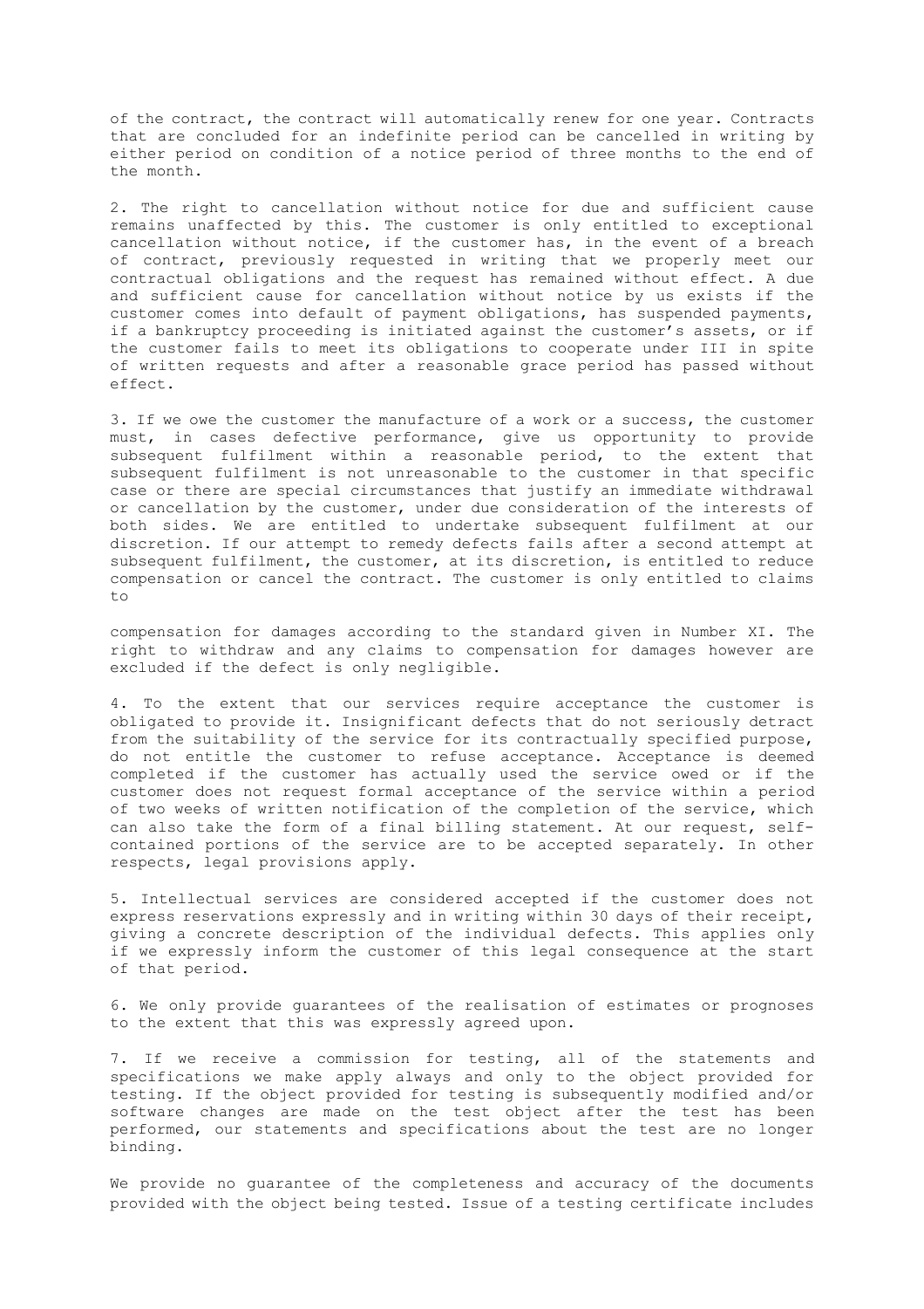of the contract, the contract will automatically renew for one year. Contracts that are concluded for an indefinite period can be cancelled in writing by either period on condition of a notice period of three months to the end of the month.

2. The right to cancellation without notice for due and sufficient cause remains unaffected by this. The customer is only entitled to exceptional cancellation without notice, if the customer has, in the event of a breach of contract, previously requested in writing that we properly meet our contractual obligations and the request has remained without effect. A due and sufficient cause for cancellation without notice by us exists if the customer comes into default of payment obligations, has suspended payments, if a bankruptcy proceeding is initiated against the customer's assets, or if the customer fails to meet its obligations to cooperate under III in spite of written requests and after a reasonable grace period has passed without effect.

3. If we owe the customer the manufacture of a work or a success, the customer must, in cases defective performance, give us opportunity to provide subsequent fulfilment within a reasonable period, to the extent that subsequent fulfilment is not unreasonable to the customer in that specific case or there are special circumstances that justify an immediate withdrawal or cancellation by the customer, under due consideration of the interests of both sides. We are entitled to undertake subsequent fulfilment at our discretion. If our attempt to remedy defects fails after a second attempt at subsequent fulfilment, the customer, at its discretion, is entitled to reduce compensation or cancel the contract. The customer is only entitled to claims to compensation for damages according to the standard given in Number XI. The right to withdraw and any claims to compensation for damages however are excluded if the defect is only negligible.

4. To the extent that our services require acceptance the customer is obligated to provide it. Insignificant defects that do not seriously detract from the suitability of the service for its contractually specified purpose, do not entitle the customer to refuse acceptance. Acceptance is deemed completed if the customer has actually used the service owed or if the customer does not request formal acceptance of the service within a period of two weeks of written notification of the completion of the service, which can also take the form of a final billing statement. At our request, self-contained portions of the service are to be accepted separately. In other respects, legal provisions apply.

5. Intellectual services are considered accepted if the customer does not express reservations expressly and in writing within 30 days of their receipt, giving a concrete description of the individual defects. This applies only if we expressly inform the customer of this legal consequence at the start of that period.

6. We only provide guarantees of the realisation of estimates or prognoses to the extent that this was expressly agreed upon.

7. If we receive a commission for testing, all of the statements and specifications we make apply always and only to the object provided for testing. If the object provided for testing is subsequently modified and/or software changes are made on the test object after the test has been performed, our statements and specifications about the test are no longer binding.

We provide no guarantee of the completeness and accuracy of the documents provided with the object being tested. Issue of a testing certificate includes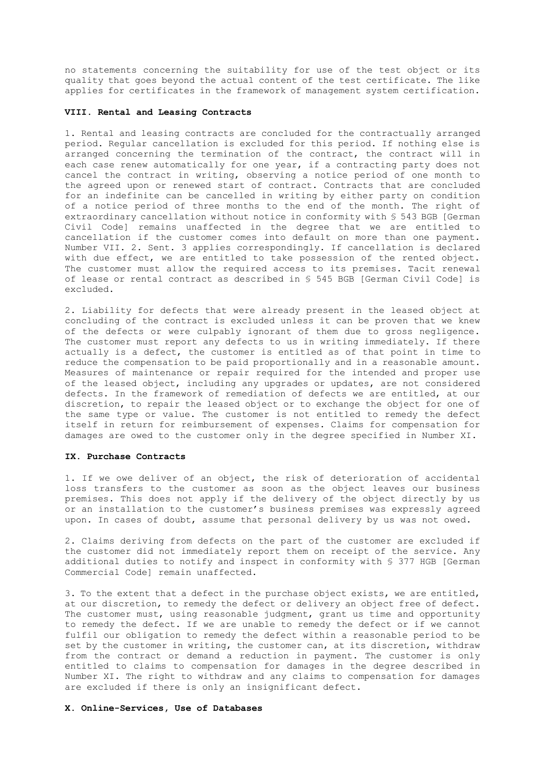no statements concerning the suitability for use of the test object or its quality that goes beyond the actual content of the test certificate. The like applies for certificates in the framework of management system certification.

**VIII. Rental and Leasing Contracts**

1. Rental and leasing contracts are concluded for the contractually arranged period. Regular cancellation is excluded for this period. If nothing else is arranged concerning the termination of the contract, the contract will in each case renew automatically for one year, if a contracting party does not cancel the contract in writing, observing a notice period of one month to the agreed upon or renewed start of contract. Contracts that are concluded for an indefinite can be cancelled in writing by either party on condition of a notice period of three months to the end of the month. The right of extraordinary cancellation without notice in conformity with § 543 BGB [German Civil Code] remains unaffected in the degree that we are entitled to cancellation if the customer comes into default on more than one payment. Number VII. 2. Sent. 3 applies correspondingly. If cancellation is declared with due effect, we are entitled to take possession of the rented object. The customer must allow the required access to its premises. Tacit renewal of lease or rental contract as described in § 545 BGB [German Civil Code] is excluded.

2. Liability for defects that were already present in the leased object at concluding of the contract is excluded unless it can be proven that we knew of the defects or were culpably ignorant of them due to gross negligence. The customer must report any defects to us in writing immediately. If there actually is a defect, the customer is entitled as of that point in time to reduce the compensation to be paid proportionally and in a reasonable amount. Measures of maintenance or repair required for the intended and proper use of the leased object, including any upgrades or updates, are not considered defects. In the framework of remediation of defects we are entitled, at our discretion, to repair the leased object or to exchange the object for one of the same type or value. The customer is not entitled to remedy the defect itself in return for reimbursement of expenses. Claims for compensation for damages are owed to the customer only in the degree specified in Number XI.

**IX. Purchase Contracts**

1. If we owe deliver of an object, the risk of deterioration of accidental loss transfers to the customer as soon as the object leaves our business premises. This does not apply if the delivery of the object directly by us or an installation to the customer's business premises was expressly agreed upon. In cases of doubt, assume that personal delivery by us was not owed.

2. Claims deriving from defects on the part of the customer are excluded if the customer did not immediately report them on receipt of the service. Any additional duties to notify and inspect in conformity with § 377 HGB [German Commercial Code] remain unaffected.

3. To the extent that a defect in the purchase object exists, we are entitled, at our discretion, to remedy the defect or delivery an object free of defect. The customer must, using reasonable judgment, grant us time and opportunity to remedy the defect. If we are unable to remedy the defect or if we cannot fulfil our obligation to remedy the defect within a reasonable period to be set by the customer in writing, the customer can, at its discretion, withdraw from the contract or demand a reduction in payment. The customer is only entitled to claims to compensation for damages in the degree described in Number XI. The right to withdraw and any claims to compensation for damages are excluded if there is only an insignificant defect.

**X. Online-Services, Use of Databases**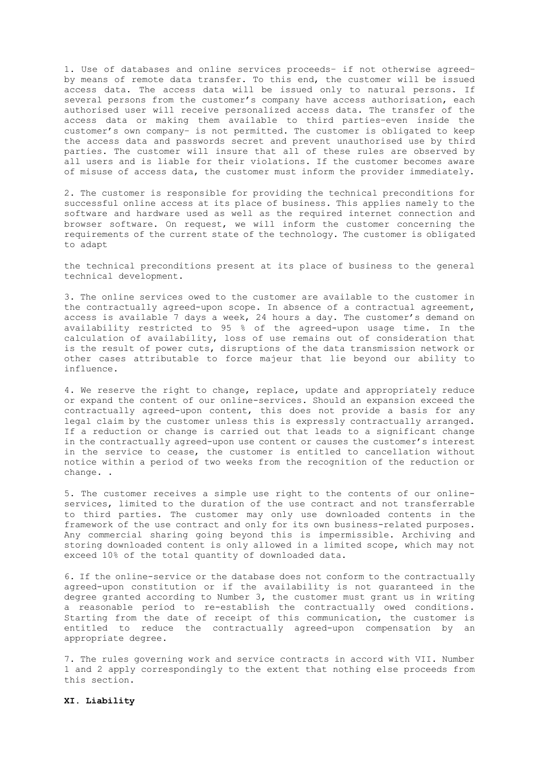1. Use of databases and online services proceeds– if not otherwise agreed– by means of remote data transfer. To this end, the customer will be issued access data. The access data will be issued only to natural persons. If several persons from the customer's company have access authorisation, each authorised user will receive personalized access data. The transfer of the access data or making them available to third parties–even inside the customer's own company– is not permitted. The customer is obligated to keep the access data and passwords secret and prevent unauthorised use by third parties. The customer will insure that all of these rules are observed by all users and is liable for their violations. If the customer becomes aware of misuse of access data, the customer must inform the provider immediately.

2. The customer is responsible for providing the technical preconditions for successful online access at its place of business. This applies namely to the software and hardware used as well as the required internet connection and browser software. On request, we will inform the customer concerning the requirements of the current state of the technology. The customer is obligated to adapt

the technical preconditions present at its place of business to the general technical development.

3. The online services owed to the customer are available to the customer in the contractually agreed-upon scope. In absence of a contractual agreement, access is available 7 days a week, 24 hours a day. The customer's demand on availability restricted to 95 % of the agreed-upon usage time. In the calculation of availability, loss of use remains out of consideration that is the result of power cuts, disruptions of the data transmission network or other cases attributable to force majeur that lie beyond our ability to influence.

4. We reserve the right to change, replace, update and appropriately reduce or expand the content of our online-services. Should an expansion exceed the contractually agreed-upon content, this does not provide a basis for any legal claim by the customer unless this is expressly contractually arranged. If a reduction or change is carried out that leads to a significant change in the contractually agreed-upon use content or causes the customer's interest in the service to cease, the customer is entitled to cancellation without notice within a period of two weeks from the recognition of the reduction or change. .

5. The customer receives a simple use right to the contents of our online-services, limited to the duration of the use contract and not transferrable to third parties. The customer may only use downloaded contents in the framework of the use contract and only for its own business-related purposes. Any commercial sharing going beyond this is impermissible. Archiving and storing downloaded content is only allowed in a limited scope, which may not exceed 10% of the total quantity of downloaded data.

6. If the online-service or the database does not conform to the contractually agreed-upon constitution or if the availability is not guaranteed in the degree granted according to Number 3, the customer must grant us in writing a reasonable period to re-establish the contractually owed conditions. Starting from the date of receipt of this communication, the customer is entitled to reduce the contractually agreed-upon compensation by an appropriate degree.

7. The rules governing work and service contracts in accord with VII. Number 1 and 2 apply correspondingly to the extent that nothing else proceeds from this section.

## XI. Liability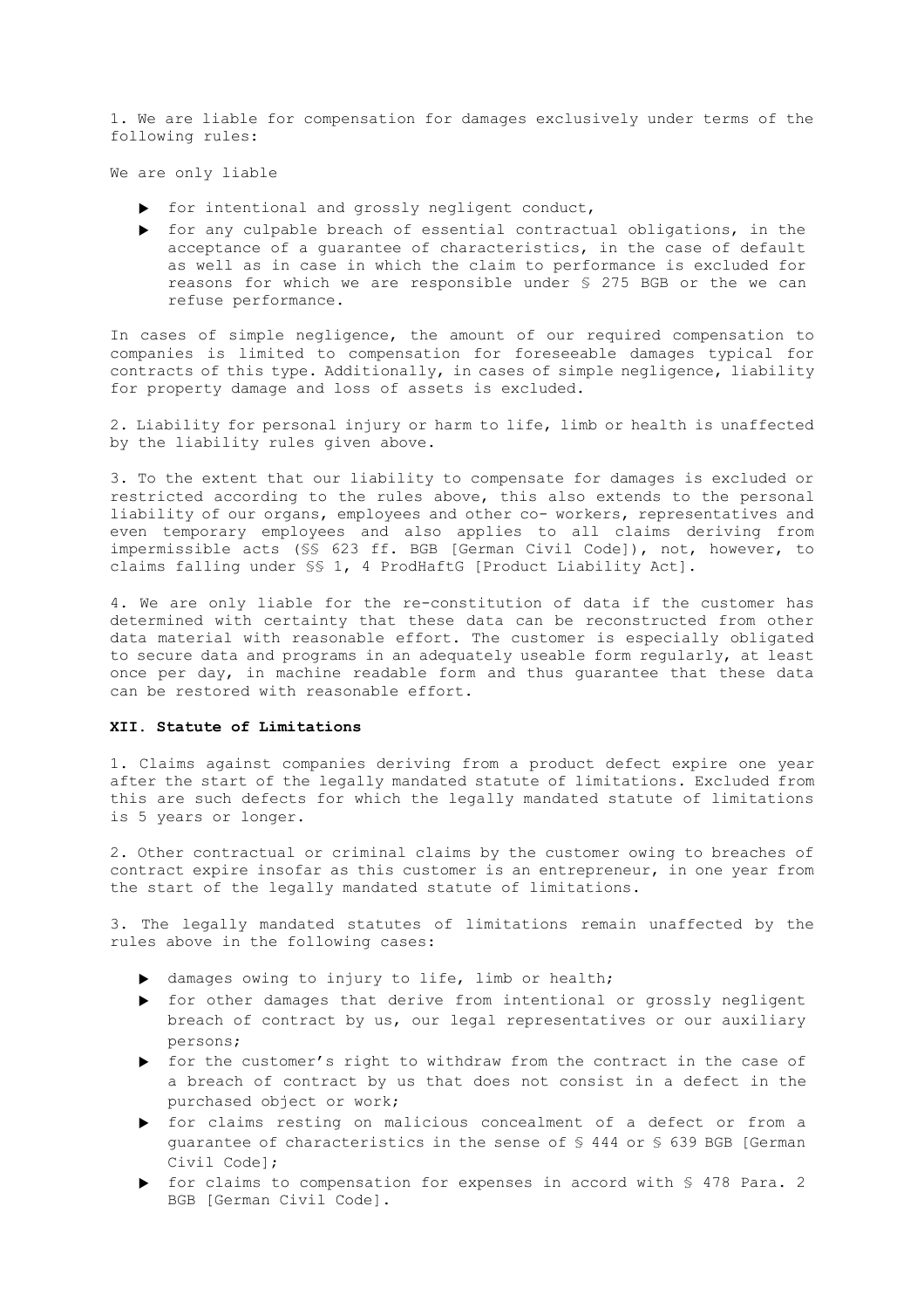1. We are liable for compensation for damages exclusively under terms of the following rules:

We are only liable

- for intentional and grossly negligent conduct,
- for any culpable breach of essential contractual obligations, in the acceptance of a guarantee of characteristics, in the case of default as well as in case in which the claim to performance is excluded for reasons for which we are responsible under § 275 BGB or the we can refuse performance.

In cases of simple negligence, the amount of our required compensation to companies is limited to compensation for foreseeable damages typical for contracts of this type. Additionally, in cases of simple negligence, liability for property damage and loss of assets is excluded.

2. Liability for personal injury or harm to life, limb or health is unaffected by the liability rules given above.

3. To the extent that our liability to compensate for damages is excluded or restricted according to the rules above, this also extends to the personal liability of our organs, employees and other co- workers, representatives and even temporary employees and also applies to all claims deriving from impermissible acts (§§ 623 ff. BGB [German Civil Code]), not, however, to claims falling under §§ 1, 4 ProdHaftG [Product Liability Act].

4. We are only liable for the re-constitution of data if the customer has determined with certainty that these data can be reconstructed from other data material with reasonable effort. The customer is especially obligated to secure data and programs in an adequately useable form regularly, at least once per day, in machine readable form and thus guarantee that these data can be restored with reasonable effort.

### XII. Statute of Limitations

1. Claims against companies deriving from a product defect expire one year after the start of the legally mandated statute of limitations. Excluded from this are such defects for which the legally mandated statute of limitations is 5 years or longer.

2. Other contractual or criminal claims by the customer owing to breaches of contract expire insofar as this customer is an entrepreneur, in one year from the start of the legally mandated statute of limitations.

3. The legally mandated statutes of limitations remain unaffected by the rules above in the following cases:

- damages owing to injury to life, limb or health;
- for other damages that derive from intentional or grossly negligent breach of contract by us, our legal representatives or our auxiliary persons;
- for the customer's right to withdraw from the contract in the case of a breach of contract by us that does not consist in a defect in the purchased object or work;
- for claims resting on malicious concealment of a defect or from a guarantee of characteristics in the sense of § 444 or § 639 BGB [German Civil Code];
- for claims to compensation for expenses in accord with § 478 Para. 2 BGB [German Civil Code].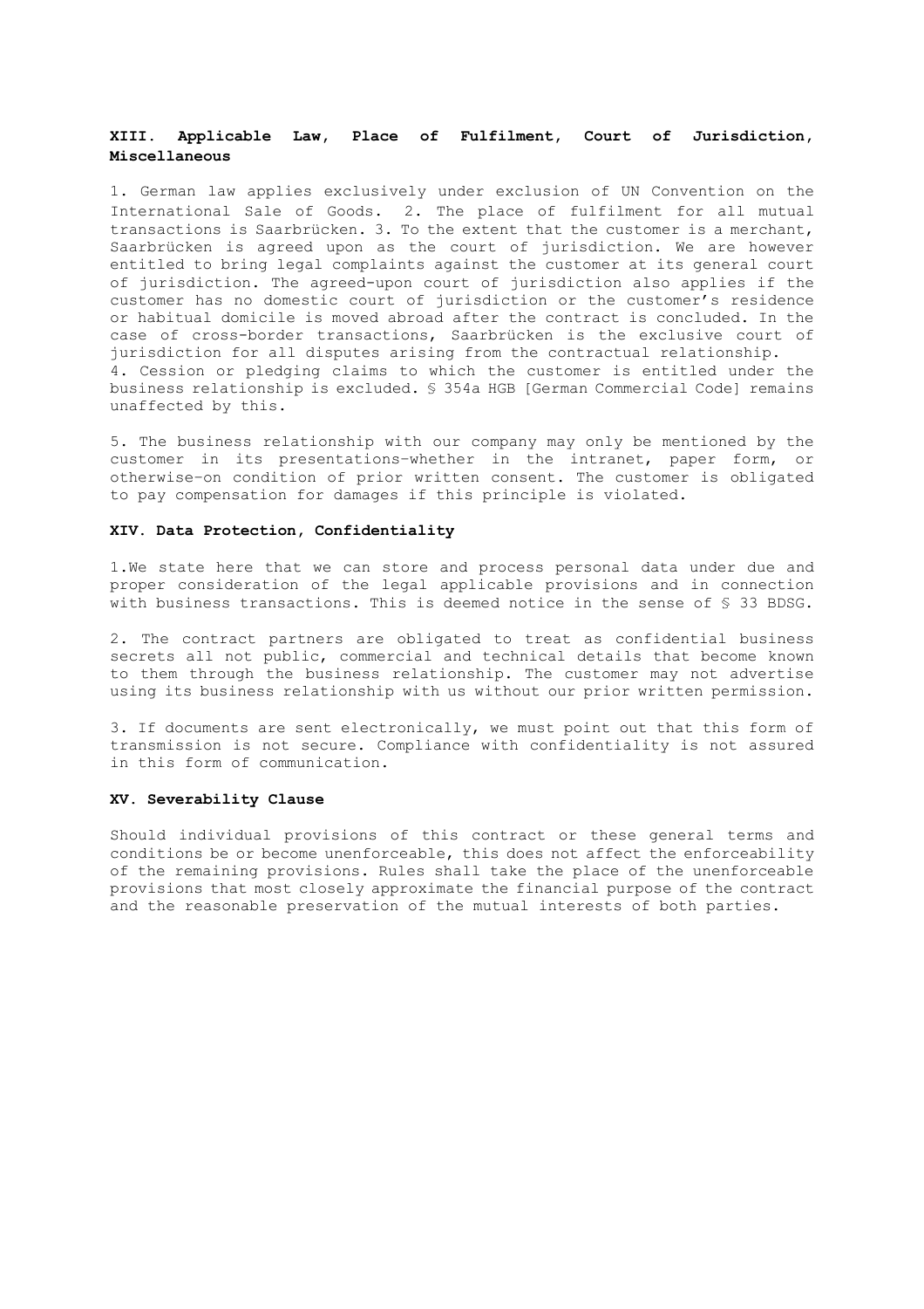### XIII. Applicable Law, Place of Fulfilment, Court of Jurisdiction, Miscellaneous

1. German law applies exclusively under exclusion of UN Convention on the International Sale of Goods. 2. The place of fulfilment for all mutual transactions is Saarbrücken. 3. To the extent that the customer is a merchant, Saarbrücken is agreed upon as the court of jurisdiction. We are however entitled to bring legal complaints against the customer at its general court of jurisdiction. The agreed-upon court of jurisdiction also applies if the customer has no domestic court of jurisdiction or the customer's residence or habitual domicile is moved abroad after the contract is concluded. In the case of cross-border transactions, Saarbrücken is the exclusive court of jurisdiction for all disputes arising from the contractual relationship.
4. Cession or pledging claims to which the customer is entitled under the business relationship is excluded. § 354a HGB [German Commercial Code] remains unaffected by this.

5. The business relationship with our company may only be mentioned by the customer in its presentations–whether in the intranet, paper form, or otherwise–on condition of prior written consent. The customer is obligated to pay compensation for damages if this principle is violated.

### XIV. Data Protection, Confidentiality

1.We state here that we can store and process personal data under due and proper consideration of the legal applicable provisions and in connection with business transactions. This is deemed notice in the sense of § 33 BDSG.

2. The contract partners are obligated to treat as confidential business secrets all not public, commercial and technical details that become known to them through the business relationship. The customer may not advertise using its business relationship with us without our prior written permission.

3. If documents are sent electronically, we must point out that this form of transmission is not secure. Compliance with confidentiality is not assured in this form of communication.

### XV. Severability Clause

Should individual provisions of this contract or these general terms and conditions be or become unenforceable, this does not affect the enforceability of the remaining provisions. Rules shall take the place of the unenforceable provisions that most closely approximate the financial purpose of the contract and the reasonable preservation of the mutual interests of both parties.